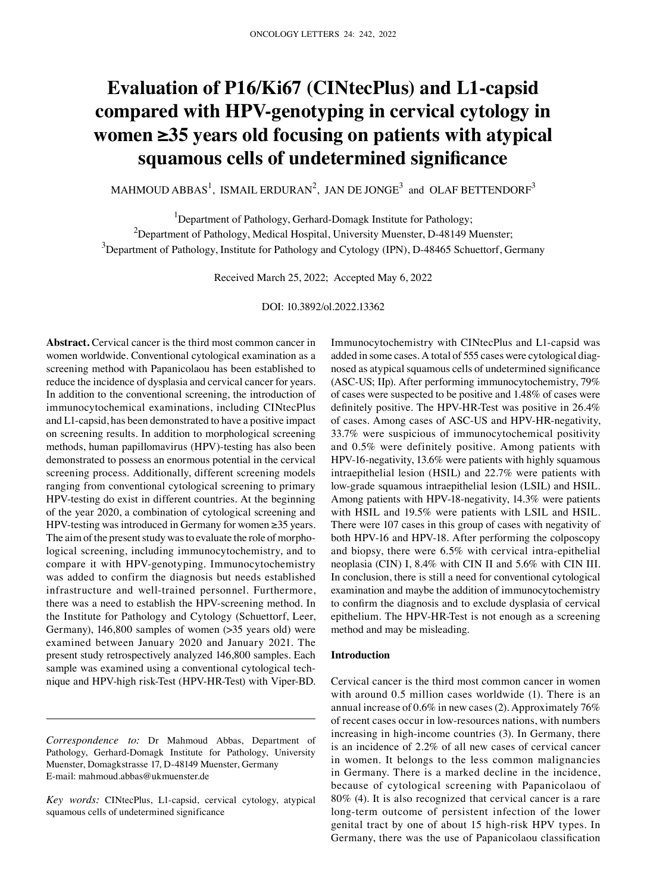# Evaluation of P16/Ki67 (CINtecPlus) and L1-capsid compared with HPV-genotyping in cervical cytology in women ≥35 years old focusing on patients with atypical squamous cells of undetermined significance

MAHMOUD ABBAS[1], ISMAIL ERDURAN[2], JAN DE JONGE[3] and OLAF BETTENDORF[3]

[1]Department of Pathology, Gerhard-Domagk Institute for Pathology;
[2]Department of Pathology, Medical Hospital, University Muenster, D-48149 Muenster;
[3]Department of Pathology, Institute for Pathology and Cytology (IPN), D-48465 Schuettorf, Germany

Received March 25, 2022; Accepted May 6, 2022

DOI: 10.3892/ol.2022.13362

**Abstract.** Cervical cancer is the third most common cancer in women worldwide. Conventional cytological examination as a screening method with Papanicolaou has been established to reduce the incidence of dysplasia and cervical cancer for years. In addition to the conventional screening, the introduction of immunocytochemical examinations, including CINtecPlus and L1-capsid, has been demonstrated to have a positive impact on screening results. In addition to morphological screening methods, human papillomavirus (HPV)-testing has also been demonstrated to possess an enormous potential in the cervical screening process. Additionally, different screening models ranging from conventional cytological screening to primary HPV-testing do exist in different countries. At the beginning of the year 2020, a combination of cytological screening and HPV-testing was introduced in Germany for women ≥35 years. The aim of the present study was to evaluate the role of morphological screening, including immunocytochemistry, and to compare it with HPV-genotyping. Immunocytochemistry was added to confirm the diagnosis but needs established infrastructure and well-trained personnel. Furthermore, there was a need to establish the HPV-screening method. In the Institute for Pathology and Cytology (Schuettorf, Leer, Germany), 146,800 samples of women (>35 years old) were examined between January 2020 and January 2021. The present study retrospectively analyzed 146,800 samples. Each sample was examined using a conventional cytological technique and HPV-high risk-Test (HPV-HR-Test) with Viper-BD. Immunocytochemistry with CINtecPlus and L1-capsid was added in some cases. A total of 555 cases were cytological diagnosed as atypical squamous cells of undetermined significance (ASC-US; IIp). After performing immunocytochemistry, 79% of cases were suspected to be positive and 1.48% of cases were definitely positive. The HPV-HR-Test was positive in 26.4% of cases. Among cases of ASC-US and HPV-HR-negativity, 33.7% were suspicious of immunocytochemical positivity and 0.5% were definitely positive. Among patients with HPV-16-negativity, 13.6% were patients with highly squamous intraepithelial lesion (HSIL) and 22.7% were patients with low-grade squamous intraepithelial lesion (LSIL) and HSIL. Among patients with HPV-18-negativity, 14.3% were patients with HSIL and 19.5% were patients with LSIL and HSIL. There were 107 cases in this group of cases with negativity of both HPV-16 and HPV-18. After performing the colposcopy and biopsy, there were 6.5% with cervical intra-epithelial neoplasia (CIN) I, 8.4% with CIN II and 5.6% with CIN III. In conclusion, there is still a need for conventional cytological examination and maybe the addition of immunocytochemistry to confirm the diagnosis and to exclude dysplasia of cervical epithelium. The HPV-HR-Test is not enough as a screening method and may be misleading.

*Correspondence to:* Dr Mahmoud Abbas, Department of Pathology, Gerhard-Domagk Institute for Pathology, University Muenster, Domagkstrasse 17, D-48149 Muenster, Germany
E-mail: mahmoud.abbas@ukmuenster.de

*Key words:* CINtecPlus, L1-capsid, cervical cytology, atypical squamous cells of undetermined significance

## Introduction

Cervical cancer is the third most common cancer in women with around 0.5 million cases worldwide (1). There is an annual increase of 0.6% in new cases (2). Approximately 76% of recent cases occur in low-resources nations, with numbers increasing in high-income countries (3). In Germany, there is an incidence of 2.2% of all new cases of cervical cancer in women. It belongs to the less common malignancies in Germany. There is a marked decline in the incidence, because of cytological screening with Papanicolaou of 80% (4). It is also recognized that cervical cancer is a rare long-term outcome of persistent infection of the lower genital tract by one of about 15 high-risk HPV types. In Germany, there was the use of Papanicolaou classification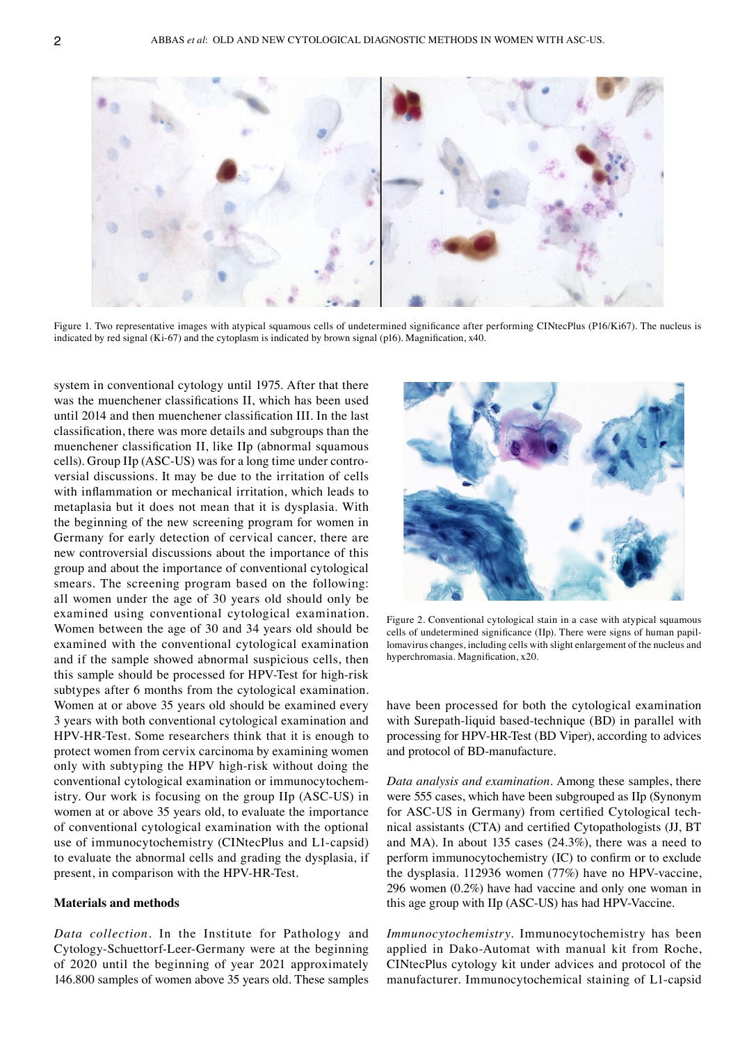Figure 1. Two representative images with atypical squamous cells of undetermined significance after performing CINtecPlus (P16/Ki67). The nucleus is indicated by red signal (Ki-67) and the cytoplasm is indicated by brown signal (p16). Magnification, x40.

system in conventional cytology until 1975. After that there was the muenchener classifications II, which has been used until 2014 and then muenchener classification III. In the last classification, there was more details and subgroups than the muenchener classification II, like IIp (abnormal squamous cells). Group IIp (ASC-US) was for a long time under controversial discussions. It may be due to the irritation of cells with inflammation or mechanical irritation, which leads to metaplasia but it does not mean that it is dysplasia. With the beginning of the new screening program for women in Germany for early detection of cervical cancer, there are new controversial discussions about the importance of this group and about the importance of conventional cytological smears. The screening program based on the following: all women under the age of 30 years old should only be examined using conventional cytological examination. Women between the age of 30 and 34 years old should be examined with the conventional cytological examination and if the sample showed abnormal suspicious cells, then this sample should be processed for HPV-Test for high-risk subtypes after 6 months from the cytological examination. Women at or above 35 years old should be examined every 3 years with both conventional cytological examination and HPV-HR-Test. Some researchers think that it is enough to protect women from cervix carcinoma by examining women only with subtyping the HPV high-risk without doing the conventional cytological examination or immunocytochemistry. Our work is focusing on the group IIp (ASC-US) in women at or above 35 years old, to evaluate the importance of conventional cytological examination with the optional use of immunocytochemistry (CINtecPlus and L1-capsid) to evaluate the abnormal cells and grading the dysplasia, if present, in comparison with the HPV-HR-Test.

Figure 2. Conventional cytological stain in a case with atypical squamous cells of undetermined significance (IIp). There were signs of human papillomavirus changes, including cells with slight enlargement of the nucleus and hyperchromasia. Magnification, x20.

## Materials and methods

*Data collection.* In the Institute for Pathology and Cytology-Schuettorf-Leer-Germany were at the beginning of 2020 until the beginning of year 2021 approximately 146.800 samples of women above 35 years old. These samples have been processed for both the cytological examination with Surepath-liquid based-technique (BD) in parallel with processing for HPV-HR-Test (BD Viper), according to advices and protocol of BD-manufacture.

*Data analysis and examination.* Among these samples, there were 555 cases, which have been subgrouped as IIp (Synonym for ASC-US in Germany) from certified Cytological technical assistants (CTA) and certified Cytopathologists (JJ, BT and MA). In about 135 cases (24.3%), there was a need to perform immunocytochemistry (IC) to confirm or to exclude the dysplasia. 112936 women (77%) have no HPV-vaccine, 296 women (0.2%) have had vaccine and only one woman in this age group with IIp (ASC-US) has had HPV-Vaccine.

*Immunocytochemistry.* Immunocytochemistry has been applied in Dako-Automat with manual kit from Roche, CINtecPlus cytology kit under advices and protocol of the manufacturer. Immunocytochemical staining of L1-capsid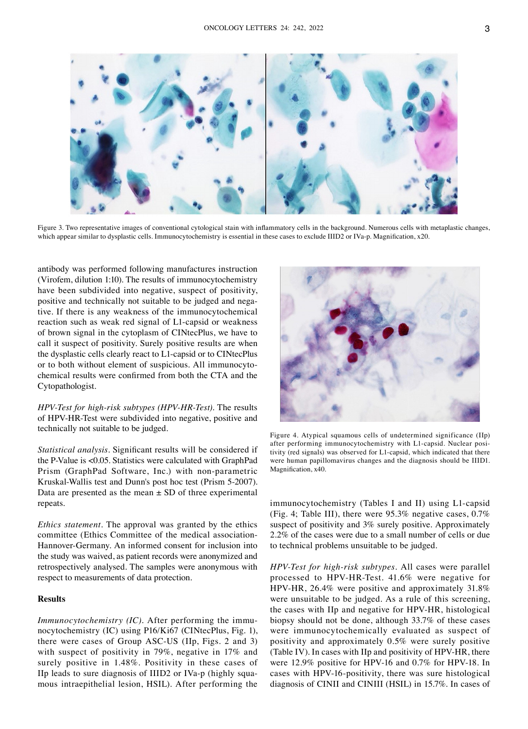Figure 3. Two representative images of conventional cytological stain with inflammatory cells in the background. Numerous cells with metaplastic changes, which appear similar to dysplastic cells. Immunocytochemistry is essential in these cases to exclude IIID2 or IVa-p. Magnification, x20.

antibody was performed following manufactures instruction (Virofem, dilution 1:10). The results of immunocytochemistry have been subdivided into negative, suspect of positivity, positive and technically not suitable to be judged and negative. If there is any weakness of the immunocytochemical reaction such as weak red signal of L1-capsid or weakness of brown signal in the cytoplasm of CINtecPlus, we have to call it suspect of positivity. Surely positive results are when the dysplastic cells clearly react to L1-capsid or to CINtecPlus or to both without element of suspicious. All immunocytochemical results were confirmed from both the CTA and the Cytopathologist.

*HPV-Test for high-risk subtypes (HPV-HR-Test).* The results of HPV-HR-Test were subdivided into negative, positive and technically not suitable to be judged.

*Statistical analysis.* Significant results will be considered if the P-Value is <0.05. Statistics were calculated with GraphPad Prism (GraphPad Software, Inc.) with non-parametric Kruskal-Wallis test and Dunn's post hoc test (Prism 5-2007). Data are presented as the mean ± SD of three experimental repeats.

*Ethics statement.* The approval was granted by the ethics committee (Ethics Committee of the medical association-Hannover-Germany. An informed consent for inclusion into the study was waived, as patient records were anonymized and retrospectively analysed. The samples were anonymous with respect to measurements of data protection.

## Results

*Immunocytochemistry (IC).* After performing the immunocytochemistry (IC) using P16/Ki67 (CINtecPlus, Fig. 1), there were cases of Group ASC-US (IIp, Figs. 2 and 3) with suspect of positivity in 79%, negative in 17% and surely positive in 1.48%. Positivity in these cases of IIp leads to sure diagnosis of IIID2 or IVa-p (highly squamous intraepithelial lesion, HSIL). After performing the immunocytochemistry (Tables I and II) using L1-capsid (Fig. 4; Table III), there were 95.3% negative cases, 0.7% suspect of positivity and 3% surely positive. Approximately 2.2% of the cases were due to a small number of cells or due to technical problems unsuitable to be judged.

Figure 4. Atypical squamous cells of undetermined significance (IIp) after performing immunocytochemistry with L1-capsid. Nuclear positivity (red signals) was observed for L1-capsid, which indicated that there were human papillomavirus changes and the diagnosis should be IIID1. Magnification, x40.

*HPV-Test for high-risk subtypes.* All cases were parallel processed to HPV-HR-Test. 41.6% were negative for HPV-HR, 26.4% were positive and approximately 31.8% were unsuitable to be judged. As a rule of this screening, the cases with IIp and negative for HPV-HR, histological biopsy should not be done, although 33.7% of these cases were immunocytochemically evaluated as suspect of positivity and approximately 0.5% were surely positive (Table IV). In cases with IIp and positivity of HPV-HR, there were 12.9% positive for HPV-16 and 0.7% for HPV-18. In cases with HPV-16-positivity, there was sure histological diagnosis of CINII and CINIII (HSIL) in 15.7%. In cases of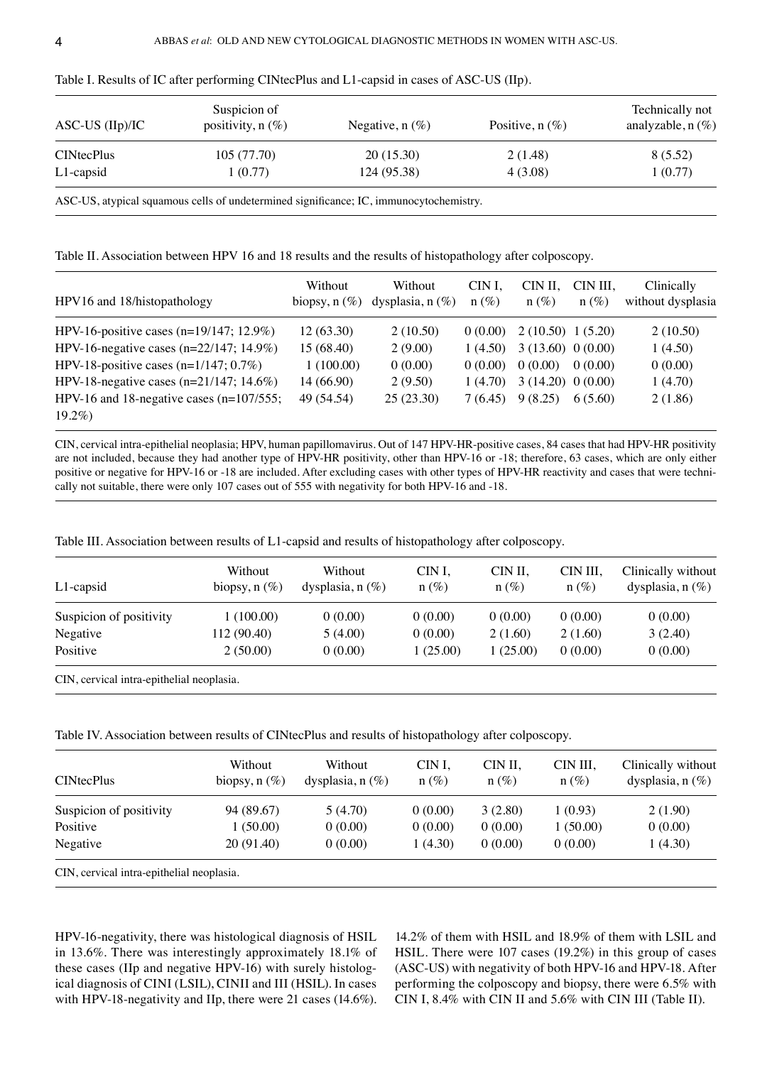Table I. Results of IC after performing CINtecPlus and L1-capsid in cases of ASC-US (IIp).

| ASC-US (IIp)/IC | Suspicion of positivity, n (%) | Negative, n (%) | Positive, n (%) | Technically not analyzable, n (%) |
|---|---|---|---|---|
| CINtecPlus | 105 (77.70) | 20 (15.30) | 2 (1.48) | 8 (5.52) |
| L1-capsid | 1 (0.77) | 124 (95.38) | 4 (3.08) | 1 (0.77) |

ASC-US, atypical squamous cells of undetermined significance; IC, immunocytochemistry.

Table II. Association between HPV 16 and 18 results and the results of histopathology after colposcopy.

| HPV16 and 18/histopathology | Without biopsy, n (%) | Without dysplasia, n (%) | CIN I, n (%) | CIN II, n (%) | CIN III, n (%) | Clinically without dysplasia |
|---|---|---|---|---|---|---|
| HPV-16-positive cases (n=19/147; 12.9%) | 12 (63.30) | 2 (10.50) | 0 (0.00) | 2 (10.50) | 1 (5.20) | 2 (10.50) |
| HPV-16-negative cases (n=22/147; 14.9%) | 15 (68.40) | 2 (9.00) | 1 (4.50) | 3 (13.60) | 0 (0.00) | 1 (4.50) |
| HPV-18-positive cases (n=1/147; 0.7%) | 1 (100.00) | 0 (0.00) | 0 (0.00) | 0 (0.00) | 0 (0.00) | 0 (0.00) |
| HPV-18-negative cases (n=21/147; 14.6%) | 14 (66.90) | 2 (9.50) | 1 (4.70) | 3 (14.20) | 0 (0.00) | 1 (4.70) |
| HPV-16 and 18-negative cases (n=107/555; 19.2%) | 49 (54.54) | 25 (23.30) | 7 (6.45) | 9 (8.25) | 6 (5.60) | 2 (1.86) |

CIN, cervical intra-epithelial neoplasia; HPV, human papillomavirus. Out of 147 HPV-HR-positive cases, 84 cases that had HPV-HR positivity are not included, because they had another type of HPV-HR positivity, other than HPV-16 or -18; therefore, 63 cases, which are only either positive or negative for HPV-16 or -18 are included. After excluding cases with other types of HPV-HR reactivity and cases that were technically not suitable, there were only 107 cases out of 555 with negativity for both HPV-16 and -18.

Table III. Association between results of L1-capsid and results of histopathology after colposcopy.

| L1-capsid | Without biopsy, n (%) | Without dysplasia, n (%) | CIN I, n (%) | CIN II, n (%) | CIN III, n (%) | Clinically without dysplasia, n (%) |
|---|---|---|---|---|---|---|
| Suspicion of positivity | 1 (100.00) | 0 (0.00) | 0 (0.00) | 0 (0.00) | 0 (0.00) | 0 (0.00) |
| Negative | 112 (90.40) | 5 (4.00) | 0 (0.00) | 2 (1.60) | 2 (1.60) | 3 (2.40) |
| Positive | 2 (50.00) | 0 (0.00) | 1 (25.00) | 1 (25.00) | 0 (0.00) | 0 (0.00) |

CIN, cervical intra-epithelial neoplasia.

Table IV. Association between results of CINtecPlus and results of histopathology after colposcopy.

| CINtecPlus | Without biopsy, n (%) | Without dysplasia, n (%) | CIN I, n (%) | CIN II, n (%) | CIN III, n (%) | Clinically without dysplasia, n (%) |
|---|---|---|---|---|---|---|
| Suspicion of positivity | 94 (89.67) | 5 (4.70) | 0 (0.00) | 3 (2.80) | 1 (0.93) | 2 (1.90) |
| Positive | 1 (50.00) | 0 (0.00) | 0 (0.00) | 0 (0.00) | 1 (50.00) | 0 (0.00) |
| Negative | 20 (91.40) | 0 (0.00) | 1 (4.30) | 0 (0.00) | 0 (0.00) | 1 (4.30) |

CIN, cervical intra-epithelial neoplasia.

HPV-16-negativity, there was histological diagnosis of HSIL in 13.6%. There was interestingly approximately 18.1% of these cases (IIp and negative HPV-16) with surely histological diagnosis of CINI (LSIL), CINII and III (HSIL). In cases with HPV-18-negativity and IIp, there were 21 cases (14.6%). 14.2% of them with HSIL and 18.9% of them with LSIL and HSIL. There were 107 cases (19.2%) in this group of cases (ASC-US) with negativity of both HPV-16 and HPV-18. After performing the colposcopy and biopsy, there were 6.5% with CIN I, 8.4% with CIN II and 5.6% with CIN III (Table II).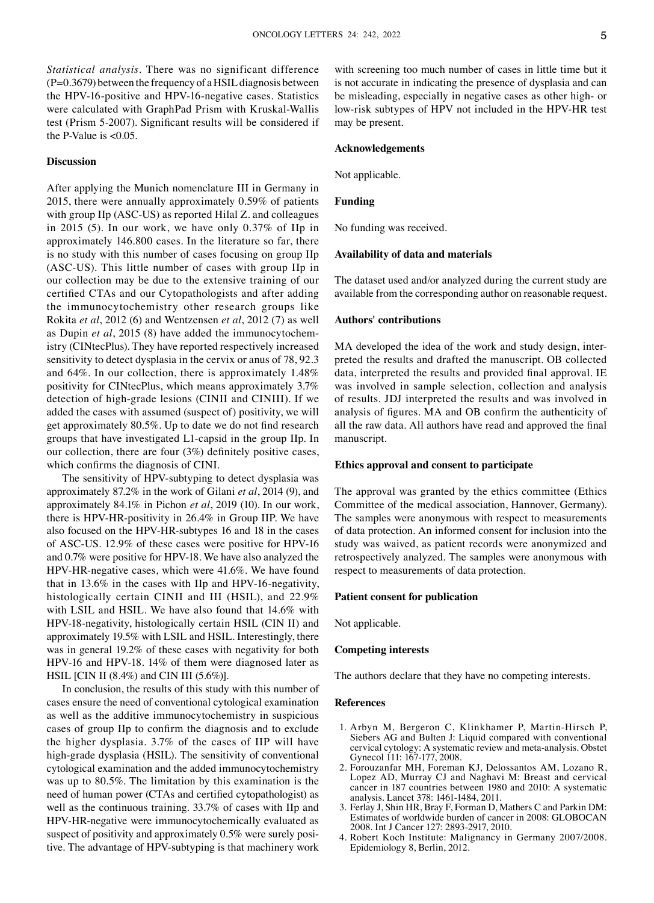*Statistical analysis*. There was no significant difference (P=0.3679) between the frequency of a HSIL diagnosis between the HPV‑16‑positive and HPV‑16‑negative cases. Statistics were calculated with GraphPad Prism with Kruskal‑Wallis test (Prism 5‑2007). Significant results will be considered if the P‑Value is <0.05.

## Discussion

After applying the Munich nomenclature III in Germany in 2015, there were annually approximately 0.59% of patients with group IIp (ASC‑US) as reported Hilal Z. and colleagues in 2015 (5). In our work, we have only 0.37% of IIp in approximately 146.800 cases. In the literature so far, there is no study with this number of cases focusing on group IIp (ASC‑US). This little number of cases with group IIp in our collection may be due to the extensive training of our certified CTAs and our Cytopathologists and after adding the immunocytochemistry other research groups like Rokita *et al*, 2012 (6) and Wentzensen *et al*, 2012 (7) as well as Dupin *et al*, 2015 (8) have added the immunocytochemistry (CINtecPlus). They have reported respectively increased sensitivity to detect dysplasia in the cervix or anus of 78, 92.3 and 64%. In our collection, there is approximately 1.48% positivity for CINtecPlus, which means approximately 3.7% detection of high‑grade lesions (CINII and CINIII). If we added the cases with assumed (suspect of) positivity, we will get approximately 80.5%. Up to date we do not find research groups that have investigated L1‑capsid in the group IIp. In our collection, there are four (3%) definitely positive cases, which confirms the diagnosis of CINI.

The sensitivity of HPV‑subtyping to detect dysplasia was approximately 87.2% in the work of Gilani *et al*, 2014 (9), and approximately 84.1% in Pichon *et al*, 2019 (10). In our work, there is HPV‑HR‑positivity in 26.4% in Group IIP. We have also focused on the HPV‑HR‑subtypes 16 and 18 in the cases of ASC‑US. 12.9% of these cases were positive for HPV‑16 and 0.7% were positive for HPV‑18. We have also analyzed the HPV‑HR‑negative cases, which were 41.6%. We have found that in 13.6% in the cases with IIp and HPV‑16‑negativity, histologically certain CINII and III (HSIL), and 22.9% with LSIL and HSIL. We have also found that 14.6% with HPV‑18‑negativity, histologically certain HSIL (CIN II) and approximately 19.5% with LSIL and HSIL. Interestingly, there was in general 19.2% of these cases with negativity for both HPV‑16 and HPV‑18. 14% of them were diagnosed later as HSIL [CIN II (8.4%) and CIN III (5.6%)].

In conclusion, the results of this study with this number of cases ensure the need of conventional cytological examination as well as the additive immunocytochemistry in suspicious cases of group IIp to confirm the diagnosis and to exclude the higher dysplasia. 3.7% of the cases of IIP will have high‑grade dysplasia (HSIL). The sensitivity of conventional cytological examination and the added immunocytochemistry was up to 80.5%. The limitation by this examination is the need of human power (CTAs and certified cytopathologist) as well as the continuous training. 33.7% of cases with IIp and HPV‑HR‑negative were immunocytochemically evaluated as suspect of positivity and approximately 0.5% were surely positive. The advantage of HPV‑subtyping is that machinery work with screening too much number of cases in little time but it is not accurate in indicating the presence of dysplasia and can be misleading, especially in negative cases as other high‑ or low‑risk subtypes of HPV not included in the HPV‑HR test may be present.

## Acknowledgements

Not applicable.

## Funding

No funding was received.

## Availability of data and materials

The dataset used and/or analyzed during the current study are available from the corresponding author on reasonable request.

## Authors' contributions

MA developed the idea of the work and study design, interpreted the results and drafted the manuscript. OB collected data, interpreted the results and provided final approval. IE was involved in sample selection, collection and analysis of results. JDJ interpreted the results and was involved in analysis of figures. MA and OB confirm the authenticity of all the raw data. All authors have read and approved the final manuscript.

## Ethics approval and consent to participate

The approval was granted by the ethics committee (Ethics Committee of the medical association, Hannover, Germany). The samples were anonymous with respect to measurements of data protection. An informed consent for inclusion into the study was waived, as patient records were anonymized and retrospectively analyzed. The samples were anonymous with respect to measurements of data protection.

## Patient consent for publication

Not applicable.

## Competing interests

The authors declare that they have no competing interests.

## References

1. Arbyn M, Bergeron C, Klinkhamer P, Martin‑Hirsch P, Siebers AG and Bulten J: Liquid compared with conventional cervical cytology: A systematic review and meta‑analysis. Obstet Gynecol 111: 167‑177, 2008.
2. Forouzanfar MH, Foreman KJ, Delossantos AM, Lozano R, Lopez AD, Murray CJ and Naghavi M: Breast and cervical cancer in 187 countries between 1980 and 2010: A systematic analysis. Lancet 378: 1461‑1484, 2011.
3. Ferlay J, Shin HR, Bray F, Forman D, Mathers C and Parkin DM: Estimates of worldwide burden of cancer in 2008: GLOBOCAN 2008. Int J Cancer 127: 2893‑2917, 2010.
4. Robert Koch Institute: Malignancy in Germany 2007/2008. Epidemiology 8, Berlin, 2012.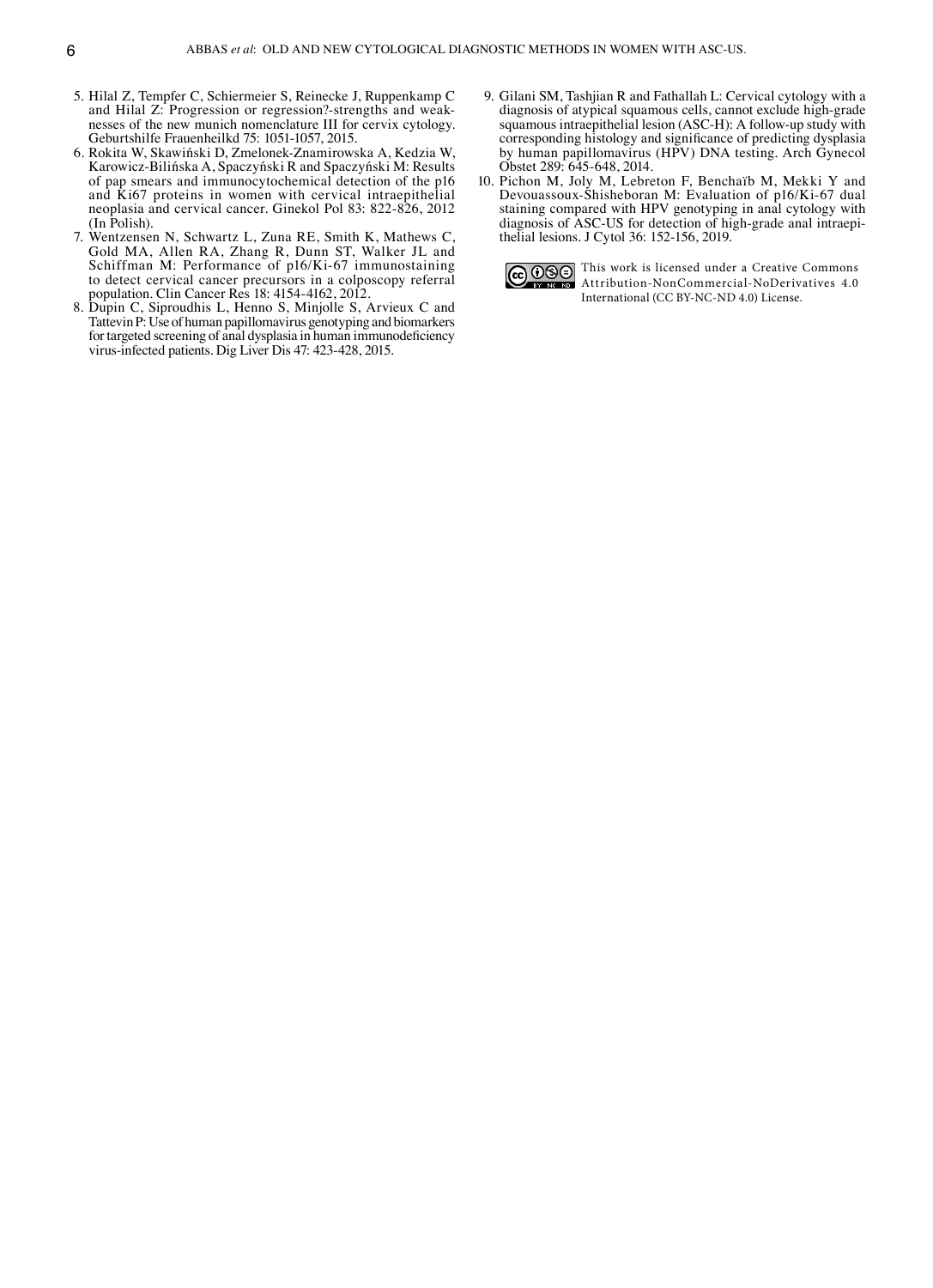5. Hilal Z, Tempfer C, Schiermeier S, Reinecke J, Ruppenkamp C and Hilal Z: Progression or regression?-strengths and weaknesses of the new munich nomenclature III for cervix cytology. Geburtshilfe Frauenheilkd 75: 1051-1057, 2015.
6. Rokita W, Skawiński D, Zmelonek-Znamirowska A, Kedzia W, Karowicz-Bilińska A, Spaczyński R and Spaczyński M: Results of pap smears and immunocytochemical detection of the p16 and Ki67 proteins in women with cervical intraepithelial neoplasia and cervical cancer. Ginekol Pol 83: 822-826, 2012 (In Polish).
7. Wentzensen N, Schwartz L, Zuna RE, Smith K, Mathews C, Gold MA, Allen RA, Zhang R, Dunn ST, Walker JL and Schiffman M: Performance of p16/Ki-67 immunostaining to detect cervical cancer precursors in a colposcopy referral population. Clin Cancer Res 18: 4154-4162, 2012.
8. Dupin C, Siproudhis L, Henno S, Minjolle S, Arvieux C and Tattevin P: Use of human papillomavirus genotyping and biomarkers for targeted screening of anal dysplasia in human immunodeficiency virus-infected patients. Dig Liver Dis 47: 423-428, 2015.
9. Gilani SM, Tashjian R and Fathallah L: Cervical cytology with a diagnosis of atypical squamous cells, cannot exclude high-grade squamous intraepithelial lesion (ASC-H): A follow-up study with corresponding histology and significance of predicting dysplasia by human papillomavirus (HPV) DNA testing. Arch Gynecol Obstet 289: 645-648, 2014.
10. Pichon M, Joly M, Lebreton F, Benchaïb M, Mekki Y and Devouassoux-Shisheboran M: Evaluation of p16/Ki-67 dual staining compared with HPV genotyping in anal cytology with diagnosis of ASC-US for detection of high-grade anal intraepithelial lesions. J Cytol 36: 152-156, 2019.

This work is licensed under a Creative Commons Attribution-NonCommercial-NoDerivatives 4.0 International (CC BY-NC-ND 4.0) License.